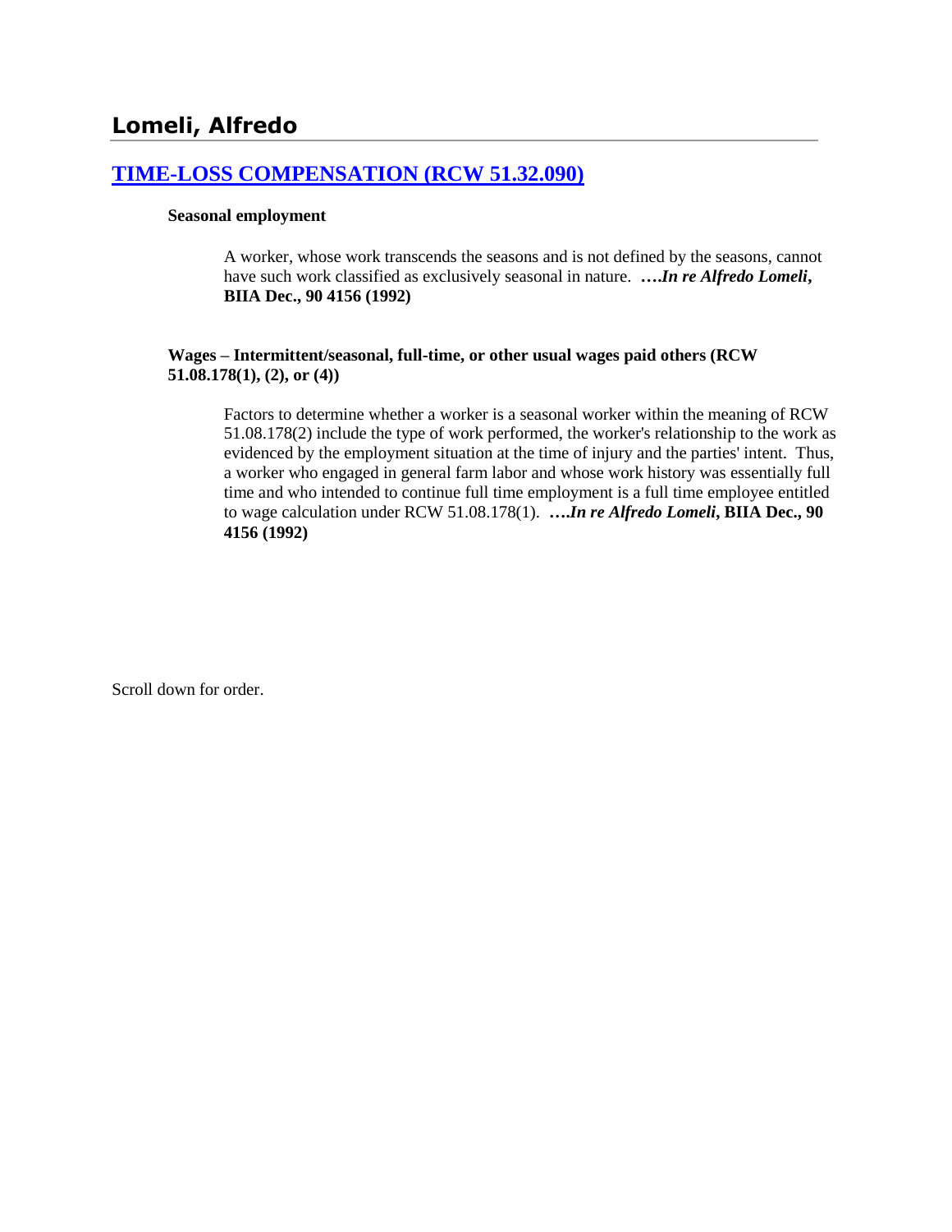# Lomeli, Alfredo

## TIME-LOSS COMPENSATION (RCW 51.32.090)

**Seasonal employment**

A worker, whose work transcends the seasons and is not defined by the seasons, cannot have such work classified as exclusively seasonal in nature. ***….In re Alfredo Lomeli*, BIIA Dec., 90 4156 (1992)**

**Wages – Intermittent/seasonal, full-time, or other usual wages paid others (RCW 51.08.178(1), (2), or (4))**

Factors to determine whether a worker is a seasonal worker within the meaning of RCW 51.08.178(2) include the type of work performed, the worker's relationship to the work as evidenced by the employment situation at the time of injury and the parties' intent. Thus, a worker who engaged in general farm labor and whose work history was essentially full time and who intended to continue full time employment is a full time employee entitled to wage calculation under RCW 51.08.178(1). ***….In re Alfredo Lomeli*, BIIA Dec., 90 4156 (1992)**

Scroll down for order.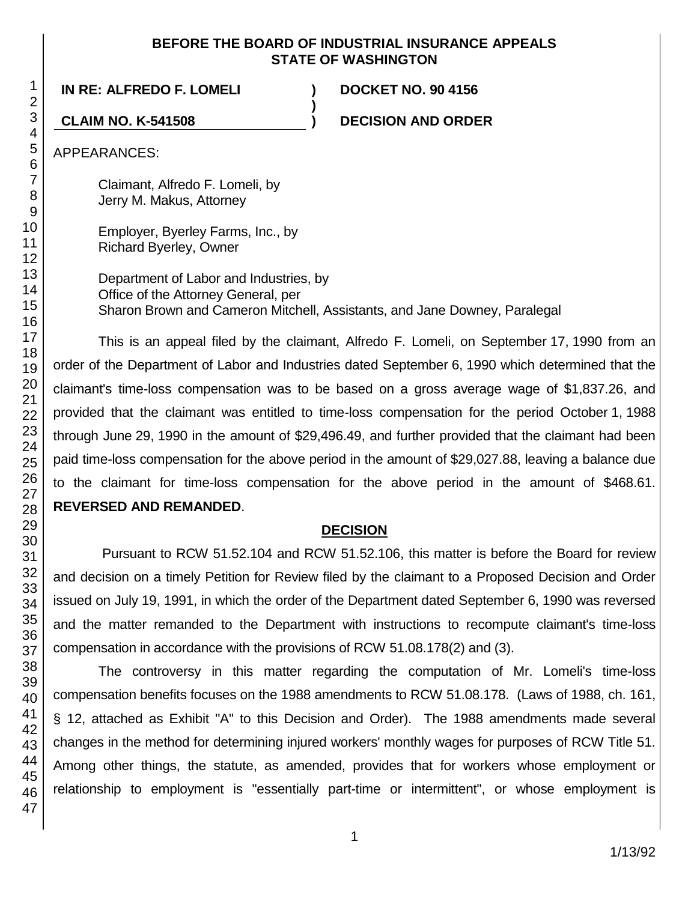**BEFORE THE BOARD OF INDUSTRIAL INSURANCE APPEALS**
**STATE OF WASHINGTON**

| | | |
|---|---|---|
| **IN RE: ALFREDO F. LOMELI** | **)** | **DOCKET NO. 90 4156** |
| | **)** | |
| **CLAIM NO. K-541508** | **)** | **DECISION AND ORDER** |

APPEARANCES:

Claimant, Alfredo F. Lomeli, by
Jerry M. Makus, Attorney

Employer, Byerley Farms, Inc., by
Richard Byerley, Owner

Department of Labor and Industries, by
Office of the Attorney General, per
Sharon Brown and Cameron Mitchell, Assistants, and Jane Downey, Paralegal

This is an appeal filed by the claimant, Alfredo F. Lomeli, on September 17, 1990 from an order of the Department of Labor and Industries dated September 6, 1990 which determined that the claimant's time-loss compensation was to be based on a gross average wage of $1,837.26, and provided that the claimant was entitled to time-loss compensation for the period October 1, 1988 through June 29, 1990 in the amount of $29,496.49, and further provided that the claimant had been paid time-loss compensation for the above period in the amount of $29,027.88, leaving a balance due to the claimant for time-loss compensation for the above period in the amount of $468.61. **REVERSED AND REMANDED**.

## DECISION

Pursuant to RCW 51.52.104 and RCW 51.52.106, this matter is before the Board for review and decision on a timely Petition for Review filed by the claimant to a Proposed Decision and Order issued on July 19, 1991, in which the order of the Department dated September 6, 1990 was reversed and the matter remanded to the Department with instructions to recompute claimant's time-loss compensation in accordance with the provisions of RCW 51.08.178(2) and (3).

The controversy in this matter regarding the computation of Mr. Lomeli's time-loss compensation benefits focuses on the 1988 amendments to RCW 51.08.178. (Laws of 1988, ch. 161, § 12, attached as Exhibit "A" to this Decision and Order). The 1988 amendments made several changes in the method for determining injured workers' monthly wages for purposes of RCW Title 51. Among other things, the statute, as amended, provides that for workers whose employment or relationship to employment is "essentially part-time or intermittent", or whose employment is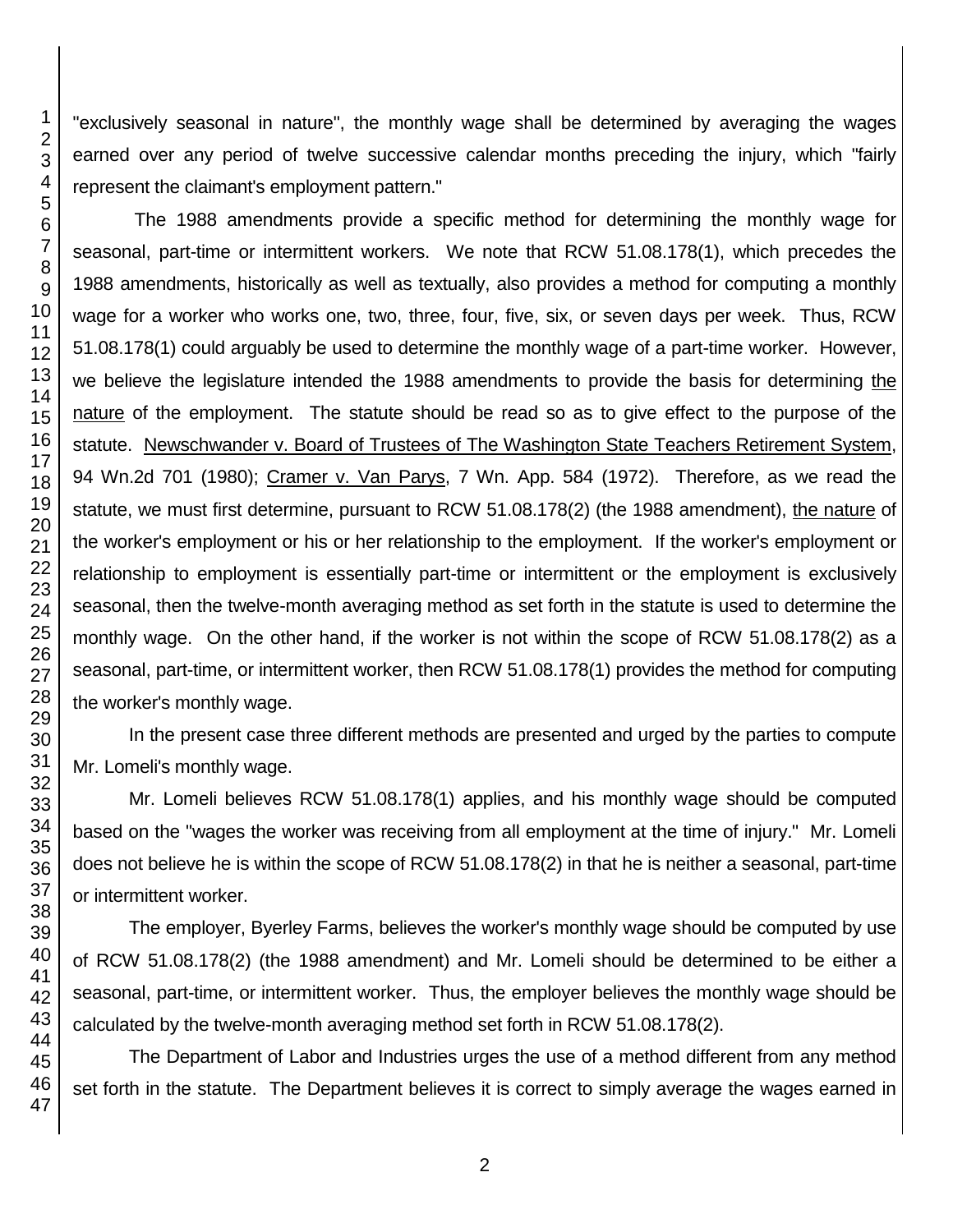"exclusively seasonal in nature", the monthly wage shall be determined by averaging the wages earned over any period of twelve successive calendar months preceding the injury, which "fairly represent the claimant's employment pattern."

The 1988 amendments provide a specific method for determining the monthly wage for seasonal, part-time or intermittent workers. We note that RCW 51.08.178(1), which precedes the 1988 amendments, historically as well as textually, also provides a method for computing a monthly wage for a worker who works one, two, three, four, five, six, or seven days per week. Thus, RCW 51.08.178(1) could arguably be used to determine the monthly wage of a part-time worker. However, we believe the legislature intended the 1988 amendments to provide the basis for determining the nature of the employment. The statute should be read so as to give effect to the purpose of the statute. Newschwander v. Board of Trustees of The Washington State Teachers Retirement System, 94 Wn.2d 701 (1980); Cramer v. Van Parys, 7 Wn. App. 584 (1972). Therefore, as we read the statute, we must first determine, pursuant to RCW 51.08.178(2) (the 1988 amendment), the nature of the worker's employment or his or her relationship to the employment. If the worker's employment or relationship to employment is essentially part-time or intermittent or the employment is exclusively seasonal, then the twelve-month averaging method as set forth in the statute is used to determine the monthly wage. On the other hand, if the worker is not within the scope of RCW 51.08.178(2) as a seasonal, part-time, or intermittent worker, then RCW 51.08.178(1) provides the method for computing the worker's monthly wage.

In the present case three different methods are presented and urged by the parties to compute Mr. Lomeli's monthly wage.

Mr. Lomeli believes RCW 51.08.178(1) applies, and his monthly wage should be computed based on the "wages the worker was receiving from all employment at the time of injury." Mr. Lomeli does not believe he is within the scope of RCW 51.08.178(2) in that he is neither a seasonal, part-time or intermittent worker.

The employer, Byerley Farms, believes the worker's monthly wage should be computed by use of RCW 51.08.178(2) (the 1988 amendment) and Mr. Lomeli should be determined to be either a seasonal, part-time, or intermittent worker. Thus, the employer believes the monthly wage should be calculated by the twelve-month averaging method set forth in RCW 51.08.178(2).

The Department of Labor and Industries urges the use of a method different from any method set forth in the statute. The Department believes it is correct to simply average the wages earned in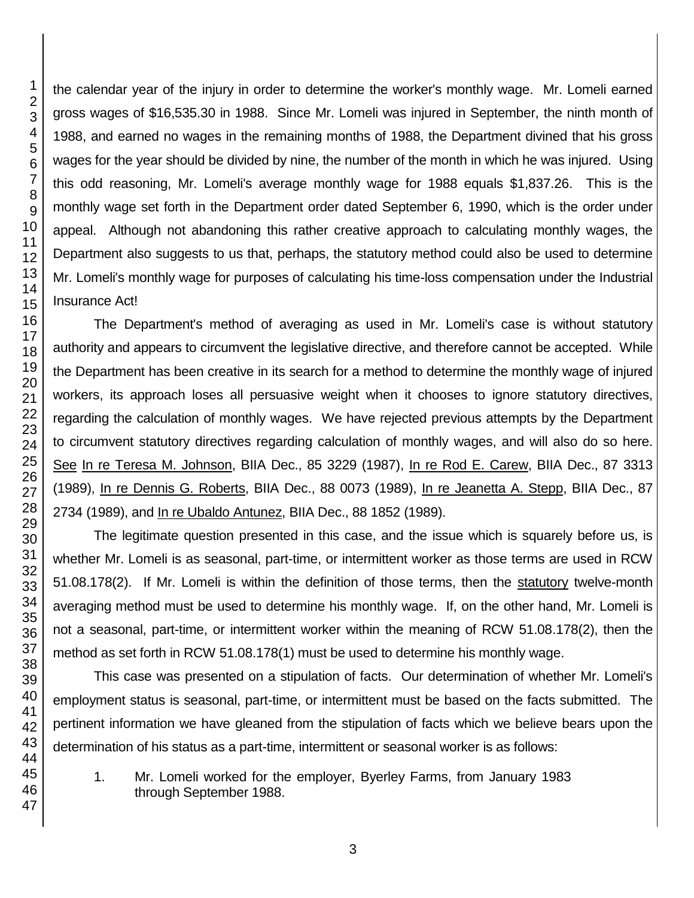the calendar year of the injury in order to determine the worker's monthly wage. Mr. Lomeli earned gross wages of $16,535.30 in 1988. Since Mr. Lomeli was injured in September, the ninth month of 1988, and earned no wages in the remaining months of 1988, the Department divined that his gross wages for the year should be divided by nine, the number of the month in which he was injured. Using this odd reasoning, Mr. Lomeli's average monthly wage for 1988 equals $1,837.26. This is the monthly wage set forth in the Department order dated September 6, 1990, which is the order under appeal. Although not abandoning this rather creative approach to calculating monthly wages, the Department also suggests to us that, perhaps, the statutory method could also be used to determine Mr. Lomeli's monthly wage for purposes of calculating his time-loss compensation under the Industrial Insurance Act!

The Department's method of averaging as used in Mr. Lomeli's case is without statutory authority and appears to circumvent the legislative directive, and therefore cannot be accepted. While the Department has been creative in its search for a method to determine the monthly wage of injured workers, its approach loses all persuasive weight when it chooses to ignore statutory directives, regarding the calculation of monthly wages. We have rejected previous attempts by the Department to circumvent statutory directives regarding calculation of monthly wages, and will also do so here. See In re Teresa M. Johnson, BIIA Dec., 85 3229 (1987), In re Rod E. Carew, BIIA Dec., 87 3313 (1989), In re Dennis G. Roberts, BIIA Dec., 88 0073 (1989), In re Jeanetta A. Stepp, BIIA Dec., 87 2734 (1989), and In re Ubaldo Antunez, BIIA Dec., 88 1852 (1989).

The legitimate question presented in this case, and the issue which is squarely before us, is whether Mr. Lomeli is as seasonal, part-time, or intermittent worker as those terms are used in RCW 51.08.178(2). If Mr. Lomeli is within the definition of those terms, then the statutory twelve-month averaging method must be used to determine his monthly wage. If, on the other hand, Mr. Lomeli is not a seasonal, part-time, or intermittent worker within the meaning of RCW 51.08.178(2), then the method as set forth in RCW 51.08.178(1) must be used to determine his monthly wage.

This case was presented on a stipulation of facts. Our determination of whether Mr. Lomeli's employment status is seasonal, part-time, or intermittent must be based on the facts submitted. The pertinent information we have gleaned from the stipulation of facts which we believe bears upon the determination of his status as a part-time, intermittent or seasonal worker is as follows:

1. Mr. Lomeli worked for the employer, Byerley Farms, from January 1983 through September 1988.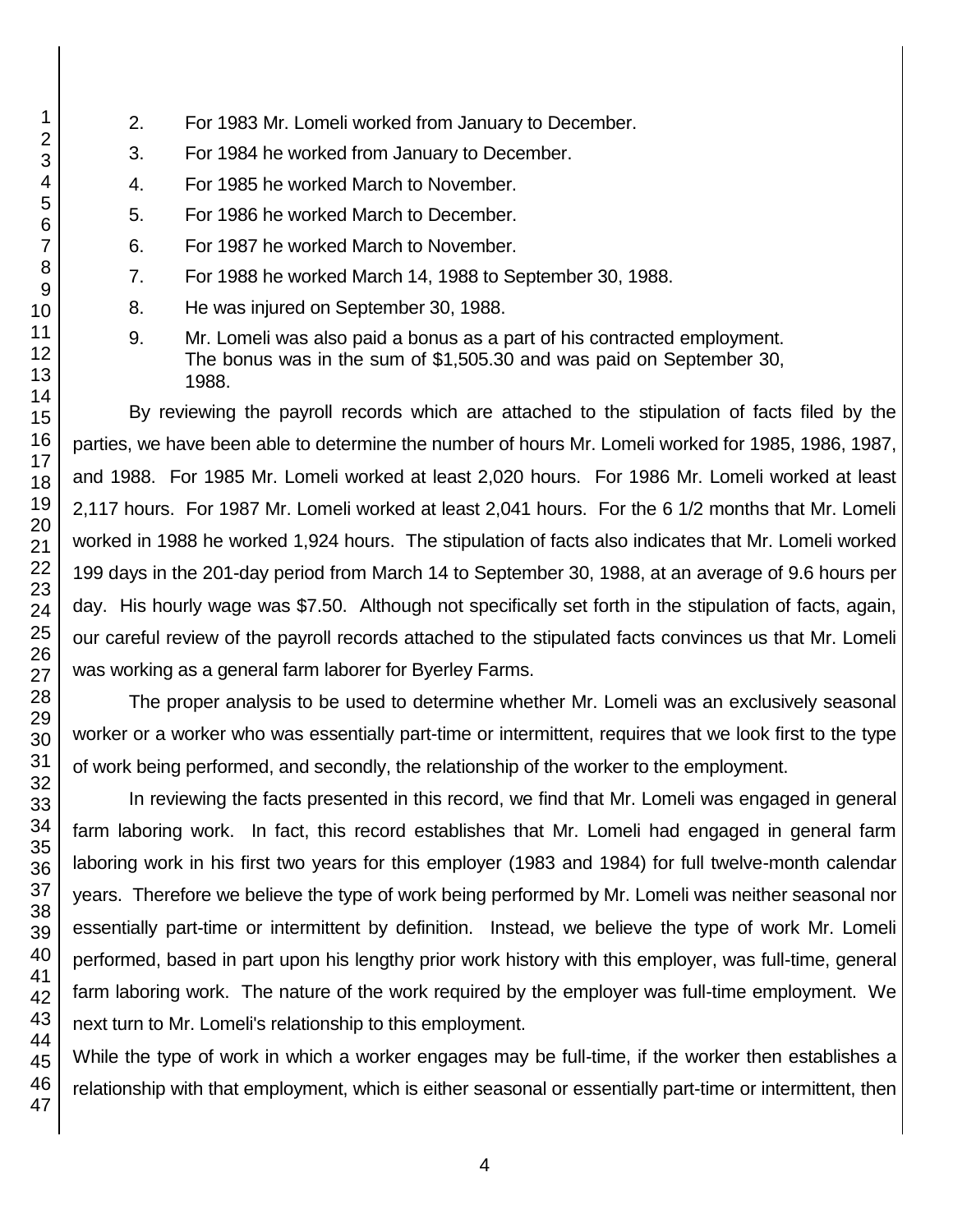2. For 1983 Mr. Lomeli worked from January to December.
3. For 1984 he worked from January to December.
4. For 1985 he worked March to November.
5. For 1986 he worked March to December.
6. For 1987 he worked March to November.
7. For 1988 he worked March 14, 1988 to September 30, 1988.
8. He was injured on September 30, 1988.
9. Mr. Lomeli was also paid a bonus as a part of his contracted employment. The bonus was in the sum of $1,505.30 and was paid on September 30, 1988.

By reviewing the payroll records which are attached to the stipulation of facts filed by the parties, we have been able to determine the number of hours Mr. Lomeli worked for 1985, 1986, 1987, and 1988. For 1985 Mr. Lomeli worked at least 2,020 hours. For 1986 Mr. Lomeli worked at least 2,117 hours. For 1987 Mr. Lomeli worked at least 2,041 hours. For the 6 1/2 months that Mr. Lomeli worked in 1988 he worked 1,924 hours. The stipulation of facts also indicates that Mr. Lomeli worked 199 days in the 201-day period from March 14 to September 30, 1988, at an average of 9.6 hours per day. His hourly wage was $7.50. Although not specifically set forth in the stipulation of facts, again, our careful review of the payroll records attached to the stipulated facts convinces us that Mr. Lomeli was working as a general farm laborer for Byerley Farms.

The proper analysis to be used to determine whether Mr. Lomeli was an exclusively seasonal worker or a worker who was essentially part-time or intermittent, requires that we look first to the type of work being performed, and secondly, the relationship of the worker to the employment.

In reviewing the facts presented in this record, we find that Mr. Lomeli was engaged in general farm laboring work. In fact, this record establishes that Mr. Lomeli had engaged in general farm laboring work in his first two years for this employer (1983 and 1984) for full twelve-month calendar years. Therefore we believe the type of work being performed by Mr. Lomeli was neither seasonal nor essentially part-time or intermittent by definition. Instead, we believe the type of work Mr. Lomeli performed, based in part upon his lengthy prior work history with this employer, was full-time, general farm laboring work. The nature of the work required by the employer was full-time employment. We next turn to Mr. Lomeli's relationship to this employment.

While the type of work in which a worker engages may be full-time, if the worker then establishes a relationship with that employment, which is either seasonal or essentially part-time or intermittent, then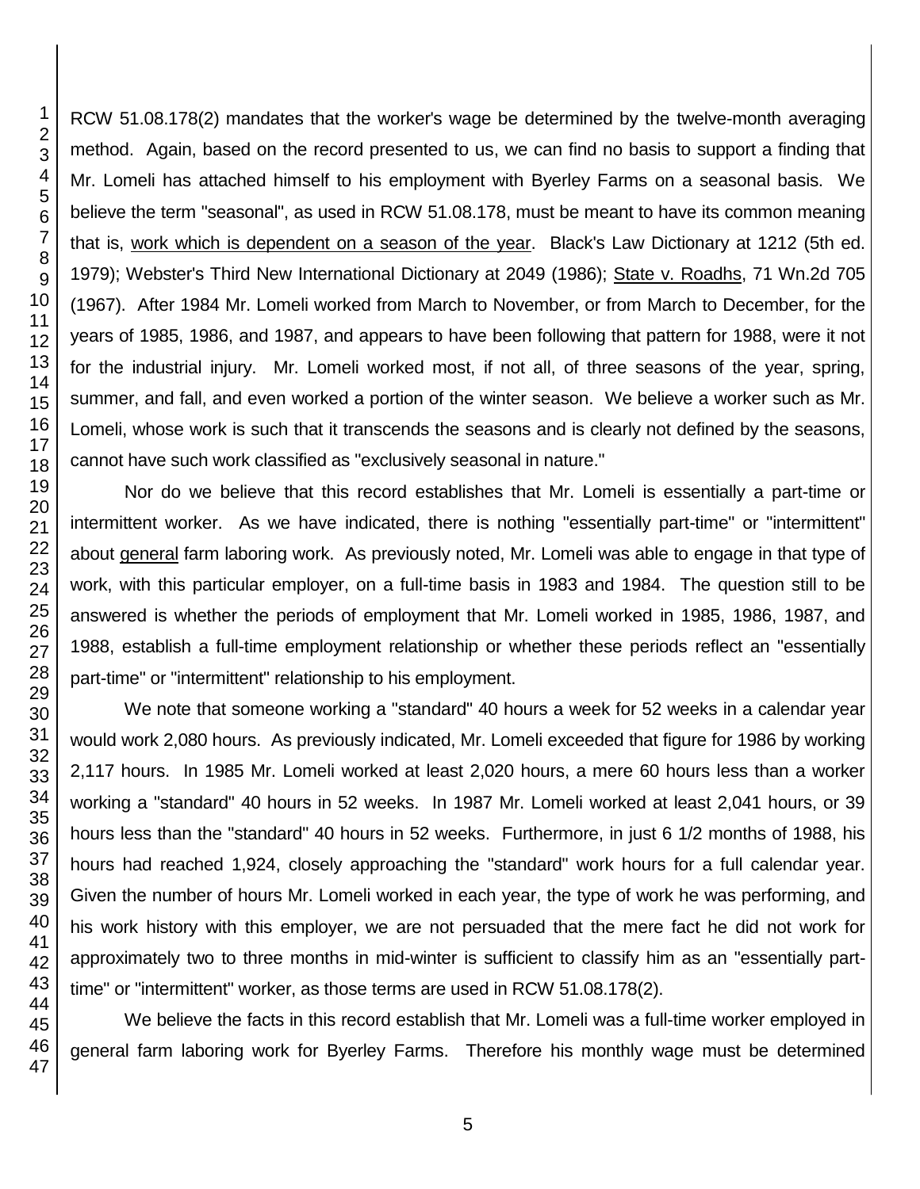RCW 51.08.178(2) mandates that the worker's wage be determined by the twelve-month averaging method. Again, based on the record presented to us, we can find no basis to support a finding that Mr. Lomeli has attached himself to his employment with Byerley Farms on a seasonal basis. We believe the term "seasonal", as used in RCW 51.08.178, must be meant to have its common meaning that is, work which is dependent on a season of the year. Black's Law Dictionary at 1212 (5th ed. 1979); Webster's Third New International Dictionary at 2049 (1986); State v. Roadhs, 71 Wn.2d 705 (1967). After 1984 Mr. Lomeli worked from March to November, or from March to December, for the years of 1985, 1986, and 1987, and appears to have been following that pattern for 1988, were it not for the industrial injury. Mr. Lomeli worked most, if not all, of three seasons of the year, spring, summer, and fall, and even worked a portion of the winter season. We believe a worker such as Mr. Lomeli, whose work is such that it transcends the seasons and is clearly not defined by the seasons, cannot have such work classified as "exclusively seasonal in nature."

Nor do we believe that this record establishes that Mr. Lomeli is essentially a part-time or intermittent worker. As we have indicated, there is nothing "essentially part-time" or "intermittent" about general farm laboring work. As previously noted, Mr. Lomeli was able to engage in that type of work, with this particular employer, on a full-time basis in 1983 and 1984. The question still to be answered is whether the periods of employment that Mr. Lomeli worked in 1985, 1986, 1987, and 1988, establish a full-time employment relationship or whether these periods reflect an "essentially part-time" or "intermittent" relationship to his employment.

We note that someone working a "standard" 40 hours a week for 52 weeks in a calendar year would work 2,080 hours. As previously indicated, Mr. Lomeli exceeded that figure for 1986 by working 2,117 hours. In 1985 Mr. Lomeli worked at least 2,020 hours, a mere 60 hours less than a worker working a "standard" 40 hours in 52 weeks. In 1987 Mr. Lomeli worked at least 2,041 hours, or 39 hours less than the "standard" 40 hours in 52 weeks. Furthermore, in just 6 1/2 months of 1988, his hours had reached 1,924, closely approaching the "standard" work hours for a full calendar year. Given the number of hours Mr. Lomeli worked in each year, the type of work he was performing, and his work history with this employer, we are not persuaded that the mere fact he did not work for approximately two to three months in mid-winter is sufficient to classify him as an "essentially part-time" or "intermittent" worker, as those terms are used in RCW 51.08.178(2).

We believe the facts in this record establish that Mr. Lomeli was a full-time worker employed in general farm laboring work for Byerley Farms. Therefore his monthly wage must be determined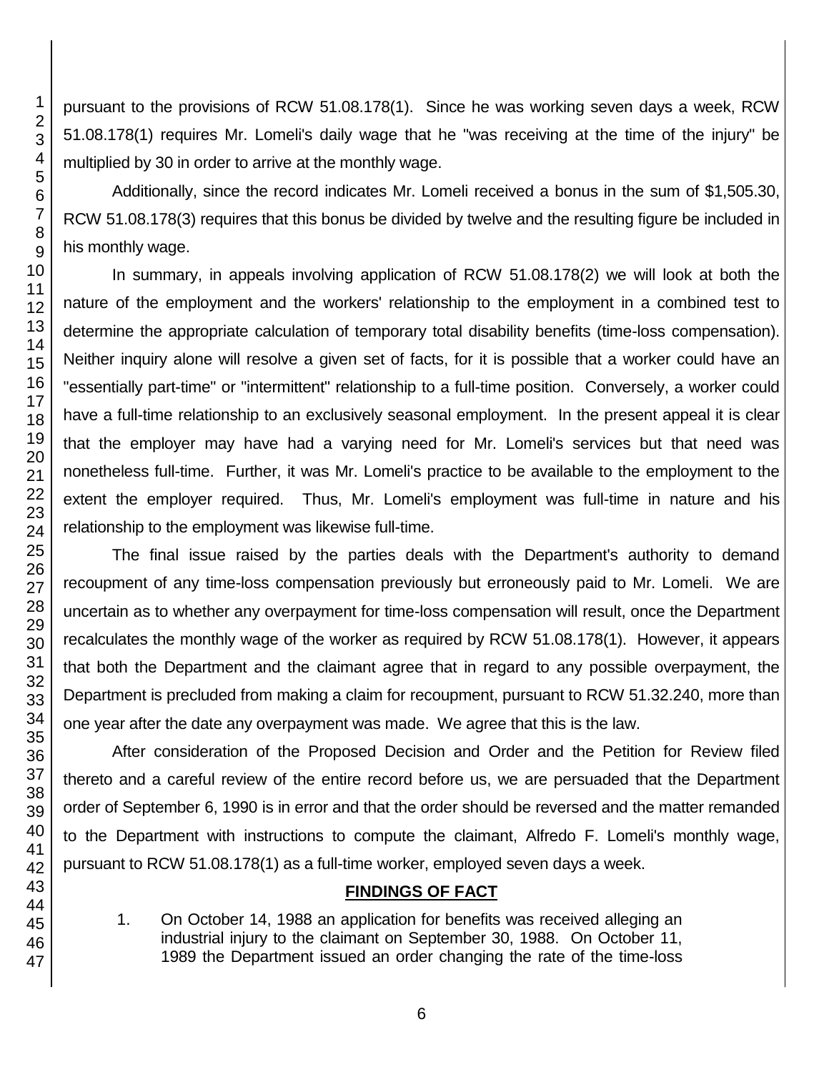pursuant to the provisions of RCW 51.08.178(1). Since he was working seven days a week, RCW 51.08.178(1) requires Mr. Lomeli's daily wage that he "was receiving at the time of the injury" be multiplied by 30 in order to arrive at the monthly wage.

Additionally, since the record indicates Mr. Lomeli received a bonus in the sum of $1,505.30, RCW 51.08.178(3) requires that this bonus be divided by twelve and the resulting figure be included in his monthly wage.

In summary, in appeals involving application of RCW 51.08.178(2) we will look at both the nature of the employment and the workers' relationship to the employment in a combined test to determine the appropriate calculation of temporary total disability benefits (time-loss compensation). Neither inquiry alone will resolve a given set of facts, for it is possible that a worker could have an "essentially part-time" or "intermittent" relationship to a full-time position. Conversely, a worker could have a full-time relationship to an exclusively seasonal employment. In the present appeal it is clear that the employer may have had a varying need for Mr. Lomeli's services but that need was nonetheless full-time. Further, it was Mr. Lomeli's practice to be available to the employment to the extent the employer required. Thus, Mr. Lomeli's employment was full-time in nature and his relationship to the employment was likewise full-time.

The final issue raised by the parties deals with the Department's authority to demand recoupment of any time-loss compensation previously but erroneously paid to Mr. Lomeli. We are uncertain as to whether any overpayment for time-loss compensation will result, once the Department recalculates the monthly wage of the worker as required by RCW 51.08.178(1). However, it appears that both the Department and the claimant agree that in regard to any possible overpayment, the Department is precluded from making a claim for recoupment, pursuant to RCW 51.32.240, more than one year after the date any overpayment was made. We agree that this is the law.

After consideration of the Proposed Decision and Order and the Petition for Review filed thereto and a careful review of the entire record before us, we are persuaded that the Department order of September 6, 1990 is in error and that the order should be reversed and the matter remanded to the Department with instructions to compute the claimant, Alfredo F. Lomeli's monthly wage, pursuant to RCW 51.08.178(1) as a full-time worker, employed seven days a week.

## FINDINGS OF FACT

1. On October 14, 1988 an application for benefits was received alleging an industrial injury to the claimant on September 30, 1988. On October 11, 1989 the Department issued an order changing the rate of the time-loss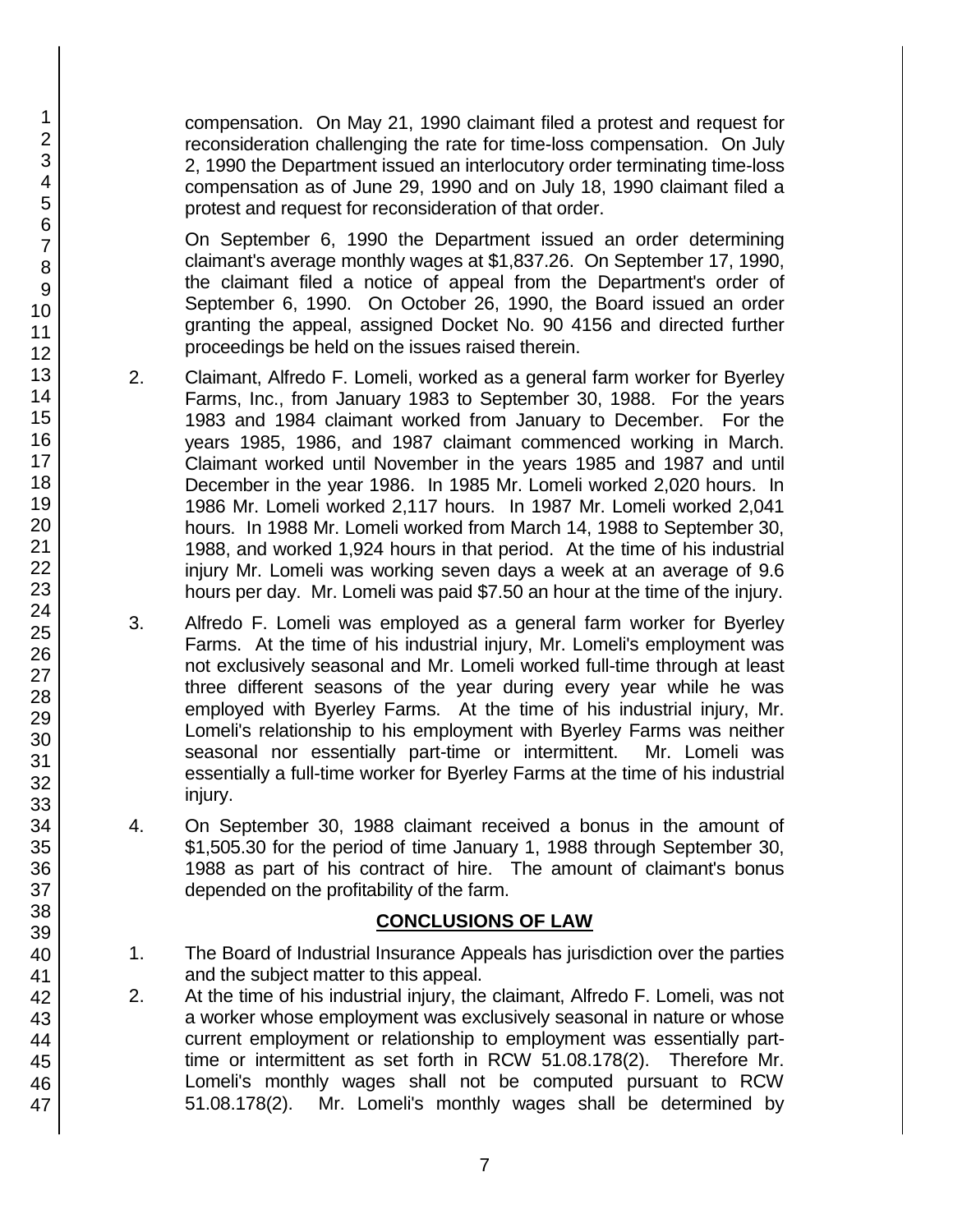compensation. On May 21, 1990 claimant filed a protest and request for reconsideration challenging the rate for time-loss compensation. On July 2, 1990 the Department issued an interlocutory order terminating time-loss compensation as of June 29, 1990 and on July 18, 1990 claimant filed a protest and request for reconsideration of that order.

On September 6, 1990 the Department issued an order determining claimant's average monthly wages at $1,837.26. On September 17, 1990, the claimant filed a notice of appeal from the Department's order of September 6, 1990. On October 26, 1990, the Board issued an order granting the appeal, assigned Docket No. 90 4156 and directed further proceedings be held on the issues raised therein.

2. Claimant, Alfredo F. Lomeli, worked as a general farm worker for Byerley Farms, Inc., from January 1983 to September 30, 1988. For the years 1983 and 1984 claimant worked from January to December. For the years 1985, 1986, and 1987 claimant commenced working in March. Claimant worked until November in the years 1985 and 1987 and until December in the year 1986. In 1985 Mr. Lomeli worked 2,020 hours. In 1986 Mr. Lomeli worked 2,117 hours. In 1987 Mr. Lomeli worked 2,041 hours. In 1988 Mr. Lomeli worked from March 14, 1988 to September 30, 1988, and worked 1,924 hours in that period. At the time of his industrial injury Mr. Lomeli was working seven days a week at an average of 9.6 hours per day. Mr. Lomeli was paid $7.50 an hour at the time of the injury.

3. Alfredo F. Lomeli was employed as a general farm worker for Byerley Farms. At the time of his industrial injury, Mr. Lomeli's employment was not exclusively seasonal and Mr. Lomeli worked full-time through at least three different seasons of the year during every year while he was employed with Byerley Farms. At the time of his industrial injury, Mr. Lomeli's relationship to his employment with Byerley Farms was neither seasonal nor essentially part-time or intermittent. Mr. Lomeli was essentially a full-time worker for Byerley Farms at the time of his industrial injury.

4. On September 30, 1988 claimant received a bonus in the amount of $1,505.30 for the period of time January 1, 1988 through September 30, 1988 as part of his contract of hire. The amount of claimant's bonus depended on the profitability of the farm.

## CONCLUSIONS OF LAW

1. The Board of Industrial Insurance Appeals has jurisdiction over the parties and the subject matter to this appeal.

2. At the time of his industrial injury, the claimant, Alfredo F. Lomeli, was not a worker whose employment was exclusively seasonal in nature or whose current employment or relationship to employment was essentially part-time or intermittent as set forth in RCW 51.08.178(2). Therefore Mr. Lomeli's monthly wages shall not be computed pursuant to RCW 51.08.178(2). Mr. Lomeli's monthly wages shall be determined by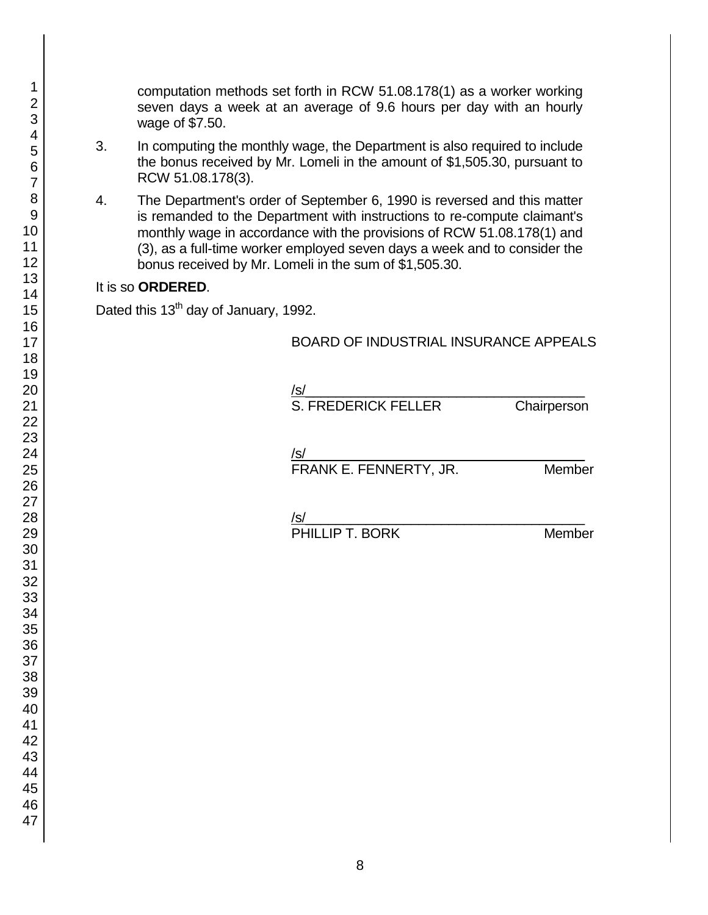computation methods set forth in RCW 51.08.178(1) as a worker working seven days a week at an average of 9.6 hours per day with an hourly wage of $7.50.

3. In computing the monthly wage, the Department is also required to include the bonus received by Mr. Lomeli in the amount of $1,505.30, pursuant to RCW 51.08.178(3).

4. The Department's order of September 6, 1990 is reversed and this matter is remanded to the Department with instructions to re-compute claimant's monthly wage in accordance with the provisions of RCW 51.08.178(1) and (3), as a full-time worker employed seven days a week and to consider the bonus received by Mr. Lomeli in the sum of $1,505.30.

It is so **ORDERED**.

Dated this 13th day of January, 1992.

BOARD OF INDUSTRIAL INSURANCE APPEALS

/s/
S. FREDERICK FELLER Chairperson

/s/
FRANK E. FENNERTY, JR. Member

/s/
PHILLIP T. BORK Member